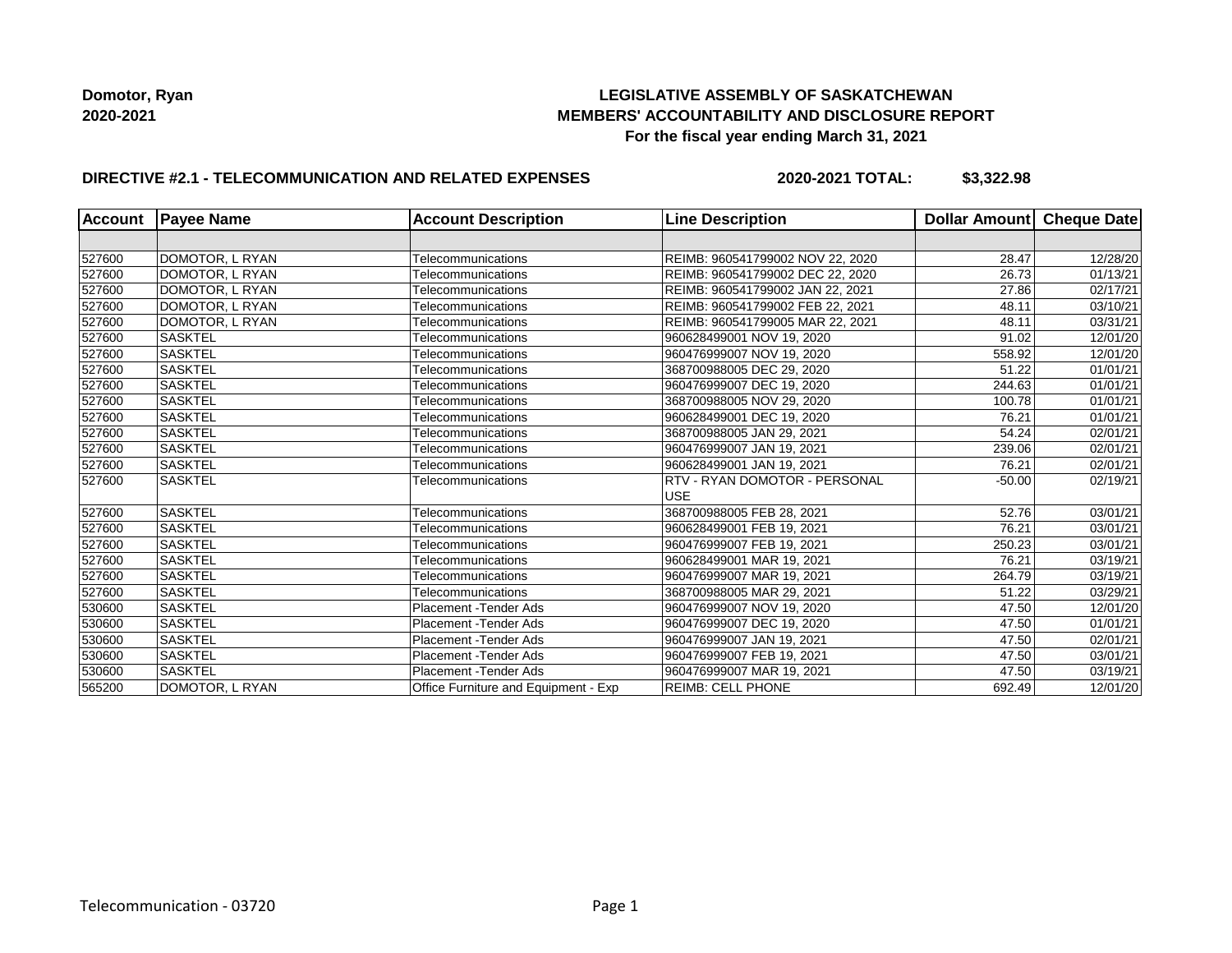**Domotor, Ryan**
**2020-2021**

**LEGISLATIVE ASSEMBLY OF SASKATCHEWAN**
**MEMBERS' ACCOUNTABILITY AND DISCLOSURE REPORT**
**For the fiscal year ending March 31, 2021**

**DIRECTIVE #2.1 - TELECOMMUNICATION AND RELATED EXPENSES** **2020-2021 TOTAL: $3,322.98**

| Account | Payee Name | Account Description | Line Description | Dollar Amount | Cheque Date |
|---|---|---|---|---|---|
| | | | | | |
| 527600 | DOMOTOR, L RYAN | Telecommunications | REIMB: 960541799002 NOV 22, 2020 | 28.47 | 12/28/20 |
| 527600 | DOMOTOR, L RYAN | Telecommunications | REIMB: 960541799002 DEC 22, 2020 | 26.73 | 01/13/21 |
| 527600 | DOMOTOR, L RYAN | Telecommunications | REIMB: 960541799002 JAN 22, 2021 | 27.86 | 02/17/21 |
| 527600 | DOMOTOR, L RYAN | Telecommunications | REIMB: 960541799002 FEB 22, 2021 | 48.11 | 03/10/21 |
| 527600 | DOMOTOR, L RYAN | Telecommunications | REIMB: 960541799005 MAR 22, 2021 | 48.11 | 03/31/21 |
| 527600 | SASKTEL | Telecommunications | 960628499001 NOV 19, 2020 | 91.02 | 12/01/20 |
| 527600 | SASKTEL | Telecommunications | 960476999007 NOV 19, 2020 | 558.92 | 12/01/20 |
| 527600 | SASKTEL | Telecommunications | 368700988005 DEC 29, 2020 | 51.22 | 01/01/21 |
| 527600 | SASKTEL | Telecommunications | 960476999007 DEC 19, 2020 | 244.63 | 01/01/21 |
| 527600 | SASKTEL | Telecommunications | 368700988005 NOV 29, 2020 | 100.78 | 01/01/21 |
| 527600 | SASKTEL | Telecommunications | 960628499001 DEC 19, 2020 | 76.21 | 01/01/21 |
| 527600 | SASKTEL | Telecommunications | 368700988005 JAN 29, 2021 | 54.24 | 02/01/21 |
| 527600 | SASKTEL | Telecommunications | 960476999007 JAN 19, 2021 | 239.06 | 02/01/21 |
| 527600 | SASKTEL | Telecommunications | 960628499001 JAN 19, 2021 | 76.21 | 02/01/21 |
| 527600 | SASKTEL | Telecommunications | RTV - RYAN DOMOTOR - PERSONAL USE | -50.00 | 02/19/21 |
| 527600 | SASKTEL | Telecommunications | 368700988005 FEB 28, 2021 | 52.76 | 03/01/21 |
| 527600 | SASKTEL | Telecommunications | 960628499001 FEB 19, 2021 | 76.21 | 03/01/21 |
| 527600 | SASKTEL | Telecommunications | 960476999007 FEB 19, 2021 | 250.23 | 03/01/21 |
| 527600 | SASKTEL | Telecommunications | 960628499001 MAR 19, 2021 | 76.21 | 03/19/21 |
| 527600 | SASKTEL | Telecommunications | 960476999007 MAR 19, 2021 | 264.79 | 03/19/21 |
| 527600 | SASKTEL | Telecommunications | 368700988005 MAR 29, 2021 | 51.22 | 03/29/21 |
| 530600 | SASKTEL | Placement -Tender Ads | 960476999007 NOV 19, 2020 | 47.50 | 12/01/20 |
| 530600 | SASKTEL | Placement -Tender Ads | 960476999007 DEC 19, 2020 | 47.50 | 01/01/21 |
| 530600 | SASKTEL | Placement -Tender Ads | 960476999007 JAN 19, 2021 | 47.50 | 02/01/21 |
| 530600 | SASKTEL | Placement -Tender Ads | 960476999007 FEB 19, 2021 | 47.50 | 03/01/21 |
| 530600 | SASKTEL | Placement -Tender Ads | 960476999007 MAR 19, 2021 | 47.50 | 03/19/21 |
| 565200 | DOMOTOR, L RYAN | Office Furniture and Equipment - Exp | REIMB: CELL PHONE | 692.49 | 12/01/20 |

Telecommunication - 03720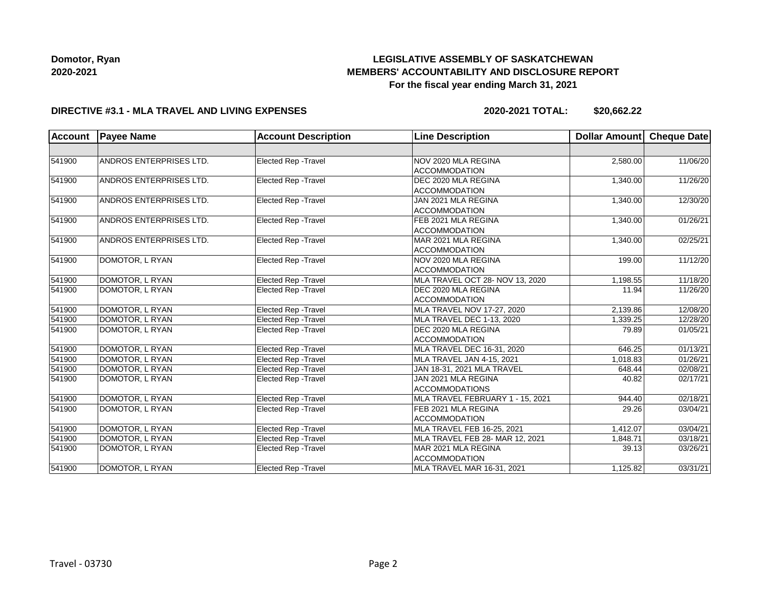**Domotor, Ryan**
**2020-2021**

# LEGISLATIVE ASSEMBLY OF SASKATCHEWAN
## MEMBERS' ACCOUNTABILITY AND DISCLOSURE REPORT
### For the fiscal year ending March 31, 2021

**DIRECTIVE #3.1 - MLA TRAVEL AND LIVING EXPENSES** **2020-2021 TOTAL: $20,662.22**

| Account | Payee Name | Account Description | Line Description | Dollar Amount | Cheque Date |
|---|---|---|---|---|---|
| | | | | | |
| 541900 | ANDROS ENTERPRISES LTD. | Elected Rep -Travel | NOV 2020 MLA REGINA ACCOMMODATION | 2,580.00 | 11/06/20 |
| 541900 | ANDROS ENTERPRISES LTD. | Elected Rep -Travel | DEC 2020 MLA REGINA ACCOMMODATION | 1,340.00 | 11/26/20 |
| 541900 | ANDROS ENTERPRISES LTD. | Elected Rep -Travel | JAN 2021 MLA REGINA ACCOMMODATION | 1,340.00 | 12/30/20 |
| 541900 | ANDROS ENTERPRISES LTD. | Elected Rep -Travel | FEB 2021 MLA REGINA ACCOMMODATION | 1,340.00 | 01/26/21 |
| 541900 | ANDROS ENTERPRISES LTD. | Elected Rep -Travel | MAR 2021 MLA REGINA ACCOMMODATION | 1,340.00 | 02/25/21 |
| 541900 | DOMOTOR, L RYAN | Elected Rep -Travel | NOV 2020 MLA REGINA ACCOMMODATION | 199.00 | 11/12/20 |
| 541900 | DOMOTOR, L RYAN | Elected Rep -Travel | MLA TRAVEL OCT 28- NOV 13, 2020 | 1,198.55 | 11/18/20 |
| 541900 | DOMOTOR, L RYAN | Elected Rep -Travel | DEC 2020 MLA REGINA ACCOMMODATION | 11.94 | 11/26/20 |
| 541900 | DOMOTOR, L RYAN | Elected Rep -Travel | MLA TRAVEL NOV 17-27, 2020 | 2,139.86 | 12/08/20 |
| 541900 | DOMOTOR, L RYAN | Elected Rep -Travel | MLA TRAVEL DEC 1-13, 2020 | 1,339.25 | 12/28/20 |
| 541900 | DOMOTOR, L RYAN | Elected Rep -Travel | DEC 2020 MLA REGINA ACCOMMODATION | 79.89 | 01/05/21 |
| 541900 | DOMOTOR, L RYAN | Elected Rep -Travel | MLA TRAVEL DEC 16-31, 2020 | 646.25 | 01/13/21 |
| 541900 | DOMOTOR, L RYAN | Elected Rep -Travel | MLA TRAVEL JAN 4-15, 2021 | 1,018.83 | 01/26/21 |
| 541900 | DOMOTOR, L RYAN | Elected Rep -Travel | JAN 18-31, 2021 MLA TRAVEL | 648.44 | 02/08/21 |
| 541900 | DOMOTOR, L RYAN | Elected Rep -Travel | JAN 2021 MLA REGINA ACCOMMODATIONS | 40.82 | 02/17/21 |
| 541900 | DOMOTOR, L RYAN | Elected Rep -Travel | MLA TRAVEL FEBRUARY 1 - 15, 2021 | 944.40 | 02/18/21 |
| 541900 | DOMOTOR, L RYAN | Elected Rep -Travel | FEB 2021 MLA REGINA ACCOMMODATION | 29.26 | 03/04/21 |
| 541900 | DOMOTOR, L RYAN | Elected Rep -Travel | MLA TRAVEL FEB 16-25, 2021 | 1,412.07 | 03/04/21 |
| 541900 | DOMOTOR, L RYAN | Elected Rep -Travel | MLA TRAVEL FEB 28- MAR 12, 2021 | 1,848.71 | 03/18/21 |
| 541900 | DOMOTOR, L RYAN | Elected Rep -Travel | MAR 2021 MLA REGINA ACCOMMODATION | 39.13 | 03/26/21 |
| 541900 | DOMOTOR, L RYAN | Elected Rep -Travel | MLA TRAVEL MAR 16-31, 2021 | 1,125.82 | 03/31/21 |

Travel - 03730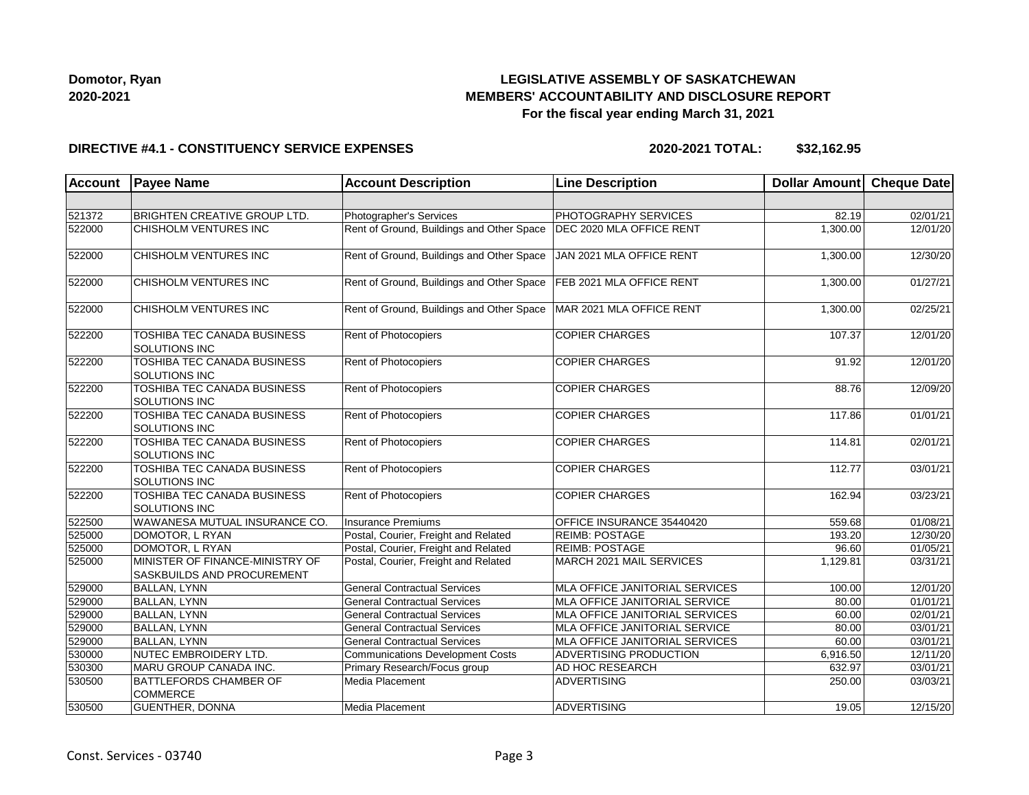**Domotor, Ryan**
**2020-2021**

# LEGISLATIVE ASSEMBLY OF SASKATCHEWAN
## MEMBERS' ACCOUNTABILITY AND DISCLOSURE REPORT
### For the fiscal year ending March 31, 2021

**DIRECTIVE #4.1 - CONSTITUENCY SERVICE EXPENSES** **2020-2021 TOTAL: $32,162.95**

| Account | Payee Name | Account Description | Line Description | Dollar Amount | Cheque Date |
|---|---|---|---|---|---|
| | | | | | |
| 521372 | BRIGHTEN CREATIVE GROUP LTD. | Photographer's Services | PHOTOGRAPHY SERVICES | 82.19 | 02/01/21 |
| 522000 | CHISHOLM VENTURES INC | Rent of Ground, Buildings and Other Space | DEC 2020 MLA OFFICE RENT | 1,300.00 | 12/01/20 |
| 522000 | CHISHOLM VENTURES INC | Rent of Ground, Buildings and Other Space | JAN 2021 MLA OFFICE RENT | 1,300.00 | 12/30/20 |
| 522000 | CHISHOLM VENTURES INC | Rent of Ground, Buildings and Other Space | FEB 2021 MLA OFFICE RENT | 1,300.00 | 01/27/21 |
| 522000 | CHISHOLM VENTURES INC | Rent of Ground, Buildings and Other Space | MAR 2021 MLA OFFICE RENT | 1,300.00 | 02/25/21 |
| 522200 | TOSHIBA TEC CANADA BUSINESS SOLUTIONS INC | Rent of Photocopiers | COPIER CHARGES | 107.37 | 12/01/20 |
| 522200 | TOSHIBA TEC CANADA BUSINESS SOLUTIONS INC | Rent of Photocopiers | COPIER CHARGES | 91.92 | 12/01/20 |
| 522200 | TOSHIBA TEC CANADA BUSINESS SOLUTIONS INC | Rent of Photocopiers | COPIER CHARGES | 88.76 | 12/09/20 |
| 522200 | TOSHIBA TEC CANADA BUSINESS SOLUTIONS INC | Rent of Photocopiers | COPIER CHARGES | 117.86 | 01/01/21 |
| 522200 | TOSHIBA TEC CANADA BUSINESS SOLUTIONS INC | Rent of Photocopiers | COPIER CHARGES | 114.81 | 02/01/21 |
| 522200 | TOSHIBA TEC CANADA BUSINESS SOLUTIONS INC | Rent of Photocopiers | COPIER CHARGES | 112.77 | 03/01/21 |
| 522200 | TOSHIBA TEC CANADA BUSINESS SOLUTIONS INC | Rent of Photocopiers | COPIER CHARGES | 162.94 | 03/23/21 |
| 522500 | WAWANESA MUTUAL INSURANCE CO. | Insurance Premiums | OFFICE INSURANCE 35440420 | 559.68 | 01/08/21 |
| 525000 | DOMOTOR, L RYAN | Postal, Courier, Freight and Related | REIMB: POSTAGE | 193.20 | 12/30/20 |
| 525000 | DOMOTOR, L RYAN | Postal, Courier, Freight and Related | REIMB: POSTAGE | 96.60 | 01/05/21 |
| 525000 | MINISTER OF FINANCE-MINISTRY OF SASKBUILDS AND PROCUREMENT | Postal, Courier, Freight and Related | MARCH 2021 MAIL SERVICES | 1,129.81 | 03/31/21 |
| 529000 | BALLAN, LYNN | General Contractual Services | MLA OFFICE JANITORIAL SERVICES | 100.00 | 12/01/20 |
| 529000 | BALLAN, LYNN | General Contractual Services | MLA OFFICE JANITORIAL SERVICE | 80.00 | 01/01/21 |
| 529000 | BALLAN, LYNN | General Contractual Services | MLA OFFICE JANITORIAL SERVICES | 60.00 | 02/01/21 |
| 529000 | BALLAN, LYNN | General Contractual Services | MLA OFFICE JANITORIAL SERVICE | 80.00 | 03/01/21 |
| 529000 | BALLAN, LYNN | General Contractual Services | MLA OFFICE JANITORIAL SERVICES | 60.00 | 03/01/21 |
| 530000 | NUTEC EMBROIDERY LTD. | Communications Development Costs | ADVERTISING PRODUCTION | 6,916.50 | 12/11/20 |
| 530300 | MARU GROUP CANADA INC. | Primary Research/Focus group | AD HOC RESEARCH | 632.97 | 03/01/21 |
| 530500 | BATTLEFORDS CHAMBER OF COMMERCE | Media Placement | ADVERTISING | 250.00 | 03/03/21 |
| 530500 | GUENTHER, DONNA | Media Placement | ADVERTISING | 19.05 | 12/15/20 |

Const. Services - 03740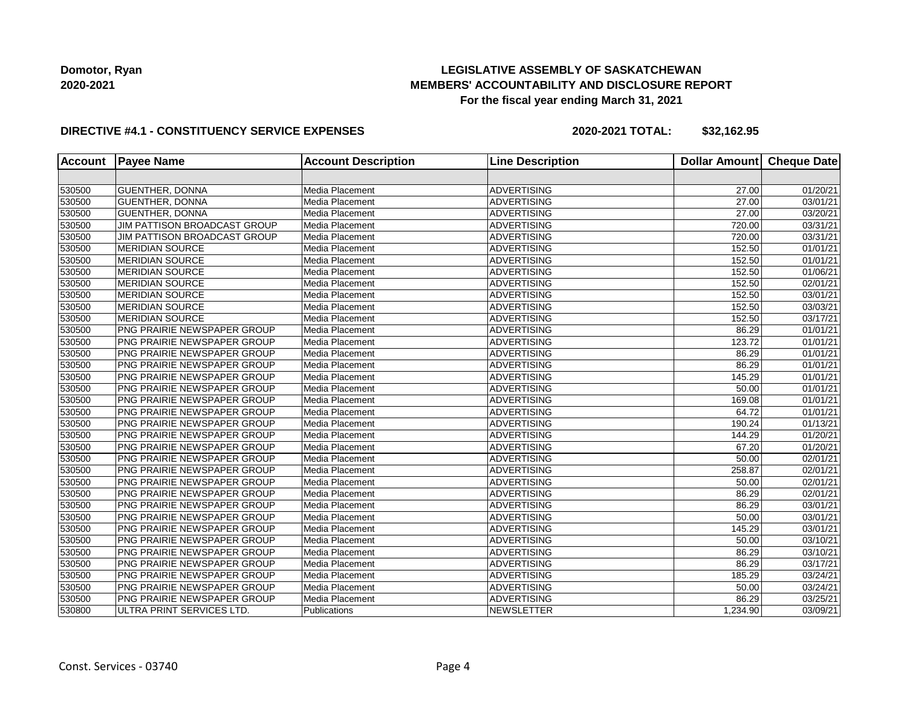**Domotor, Ryan**
**2020-2021**

# LEGISLATIVE ASSEMBLY OF SASKATCHEWAN
## MEMBERS' ACCOUNTABILITY AND DISCLOSURE REPORT
### For the fiscal year ending March 31, 2021

**DIRECTIVE #4.1 - CONSTITUENCY SERVICE EXPENSES** **2020-2021 TOTAL: $32,162.95**

| Account | Payee Name | Account Description | Line Description | Dollar Amount | Cheque Date |
|---|---|---|---|---|---|
| | | | | | |
| 530500 | GUENTHER, DONNA | Media Placement | ADVERTISING | 27.00 | 01/20/21 |
| 530500 | GUENTHER, DONNA | Media Placement | ADVERTISING | 27.00 | 03/01/21 |
| 530500 | GUENTHER, DONNA | Media Placement | ADVERTISING | 27.00 | 03/20/21 |
| 530500 | JIM PATTISON BROADCAST GROUP | Media Placement | ADVERTISING | 720.00 | 03/31/21 |
| 530500 | JIM PATTISON BROADCAST GROUP | Media Placement | ADVERTISING | 720.00 | 03/31/21 |
| 530500 | MERIDIAN SOURCE | Media Placement | ADVERTISING | 152.50 | 01/01/21 |
| 530500 | MERIDIAN SOURCE | Media Placement | ADVERTISING | 152.50 | 01/01/21 |
| 530500 | MERIDIAN SOURCE | Media Placement | ADVERTISING | 152.50 | 01/06/21 |
| 530500 | MERIDIAN SOURCE | Media Placement | ADVERTISING | 152.50 | 02/01/21 |
| 530500 | MERIDIAN SOURCE | Media Placement | ADVERTISING | 152.50 | 03/01/21 |
| 530500 | MERIDIAN SOURCE | Media Placement | ADVERTISING | 152.50 | 03/03/21 |
| 530500 | MERIDIAN SOURCE | Media Placement | ADVERTISING | 152.50 | 03/17/21 |
| 530500 | PNG PRAIRIE NEWSPAPER GROUP | Media Placement | ADVERTISING | 86.29 | 01/01/21 |
| 530500 | PNG PRAIRIE NEWSPAPER GROUP | Media Placement | ADVERTISING | 123.72 | 01/01/21 |
| 530500 | PNG PRAIRIE NEWSPAPER GROUP | Media Placement | ADVERTISING | 86.29 | 01/01/21 |
| 530500 | PNG PRAIRIE NEWSPAPER GROUP | Media Placement | ADVERTISING | 86.29 | 01/01/21 |
| 530500 | PNG PRAIRIE NEWSPAPER GROUP | Media Placement | ADVERTISING | 145.29 | 01/01/21 |
| 530500 | PNG PRAIRIE NEWSPAPER GROUP | Media Placement | ADVERTISING | 50.00 | 01/01/21 |
| 530500 | PNG PRAIRIE NEWSPAPER GROUP | Media Placement | ADVERTISING | 169.08 | 01/01/21 |
| 530500 | PNG PRAIRIE NEWSPAPER GROUP | Media Placement | ADVERTISING | 64.72 | 01/01/21 |
| 530500 | PNG PRAIRIE NEWSPAPER GROUP | Media Placement | ADVERTISING | 190.24 | 01/13/21 |
| 530500 | PNG PRAIRIE NEWSPAPER GROUP | Media Placement | ADVERTISING | 144.29 | 01/20/21 |
| 530500 | PNG PRAIRIE NEWSPAPER GROUP | Media Placement | ADVERTISING | 67.20 | 01/20/21 |
| 530500 | PNG PRAIRIE NEWSPAPER GROUP | Media Placement | ADVERTISING | 50.00 | 02/01/21 |
| 530500 | PNG PRAIRIE NEWSPAPER GROUP | Media Placement | ADVERTISING | 258.87 | 02/01/21 |
| 530500 | PNG PRAIRIE NEWSPAPER GROUP | Media Placement | ADVERTISING | 50.00 | 02/01/21 |
| 530500 | PNG PRAIRIE NEWSPAPER GROUP | Media Placement | ADVERTISING | 86.29 | 02/01/21 |
| 530500 | PNG PRAIRIE NEWSPAPER GROUP | Media Placement | ADVERTISING | 86.29 | 03/01/21 |
| 530500 | PNG PRAIRIE NEWSPAPER GROUP | Media Placement | ADVERTISING | 50.00 | 03/01/21 |
| 530500 | PNG PRAIRIE NEWSPAPER GROUP | Media Placement | ADVERTISING | 145.29 | 03/01/21 |
| 530500 | PNG PRAIRIE NEWSPAPER GROUP | Media Placement | ADVERTISING | 50.00 | 03/10/21 |
| 530500 | PNG PRAIRIE NEWSPAPER GROUP | Media Placement | ADVERTISING | 86.29 | 03/10/21 |
| 530500 | PNG PRAIRIE NEWSPAPER GROUP | Media Placement | ADVERTISING | 86.29 | 03/17/21 |
| 530500 | PNG PRAIRIE NEWSPAPER GROUP | Media Placement | ADVERTISING | 185.29 | 03/24/21 |
| 530500 | PNG PRAIRIE NEWSPAPER GROUP | Media Placement | ADVERTISING | 50.00 | 03/24/21 |
| 530500 | PNG PRAIRIE NEWSPAPER GROUP | Media Placement | ADVERTISING | 86.29 | 03/25/21 |
| 530800 | ULTRA PRINT SERVICES LTD. | Publications | NEWSLETTER | 1,234.90 | 03/09/21 |

Const. Services - 03740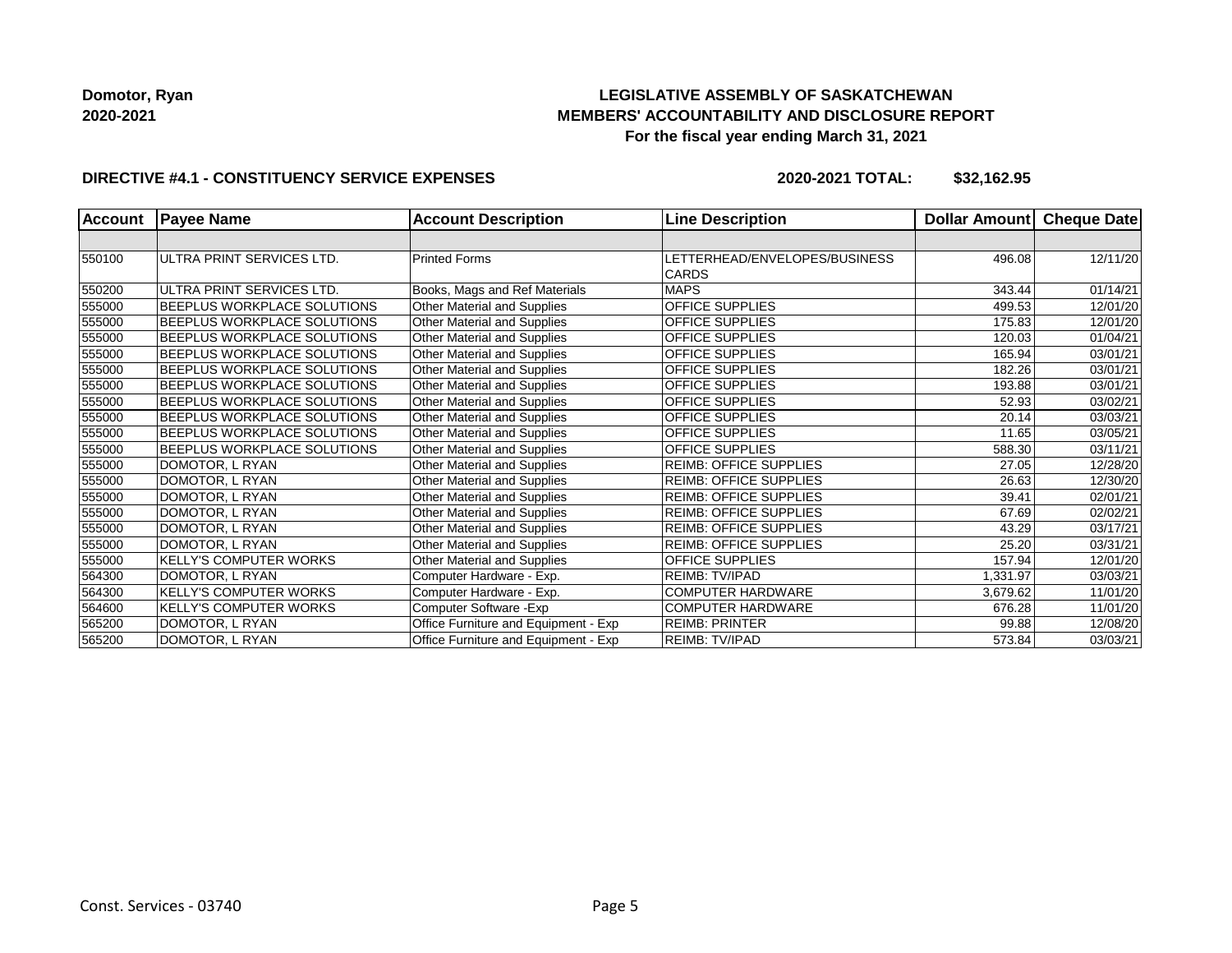**Domotor, Ryan**
**2020-2021**

# LEGISLATIVE ASSEMBLY OF SASKATCHEWAN
## MEMBERS' ACCOUNTABILITY AND DISCLOSURE REPORT
### For the fiscal year ending March 31, 2021

**DIRECTIVE #4.1 - CONSTITUENCY SERVICE EXPENSES** **2020-2021 TOTAL: $32,162.95**

| Account | Payee Name | Account Description | Line Description | Dollar Amount | Cheque Date |
|---|---|---|---|---|---|
| | | | | | |
| 550100 | ULTRA PRINT SERVICES LTD. | Printed Forms | LETTERHEAD/ENVELOPES/BUSINESS CARDS | 496.08 | 12/11/20 |
| 550200 | ULTRA PRINT SERVICES LTD. | Books, Mags and Ref Materials | MAPS | 343.44 | 01/14/21 |
| 555000 | BEEPLUS WORKPLACE SOLUTIONS | Other Material and Supplies | OFFICE SUPPLIES | 499.53 | 12/01/20 |
| 555000 | BEEPLUS WORKPLACE SOLUTIONS | Other Material and Supplies | OFFICE SUPPLIES | 175.83 | 12/01/20 |
| 555000 | BEEPLUS WORKPLACE SOLUTIONS | Other Material and Supplies | OFFICE SUPPLIES | 120.03 | 01/04/21 |
| 555000 | BEEPLUS WORKPLACE SOLUTIONS | Other Material and Supplies | OFFICE SUPPLIES | 165.94 | 03/01/21 |
| 555000 | BEEPLUS WORKPLACE SOLUTIONS | Other Material and Supplies | OFFICE SUPPLIES | 182.26 | 03/01/21 |
| 555000 | BEEPLUS WORKPLACE SOLUTIONS | Other Material and Supplies | OFFICE SUPPLIES | 193.88 | 03/01/21 |
| 555000 | BEEPLUS WORKPLACE SOLUTIONS | Other Material and Supplies | OFFICE SUPPLIES | 52.93 | 03/02/21 |
| 555000 | BEEPLUS WORKPLACE SOLUTIONS | Other Material and Supplies | OFFICE SUPPLIES | 20.14 | 03/03/21 |
| 555000 | BEEPLUS WORKPLACE SOLUTIONS | Other Material and Supplies | OFFICE SUPPLIES | 11.65 | 03/05/21 |
| 555000 | BEEPLUS WORKPLACE SOLUTIONS | Other Material and Supplies | OFFICE SUPPLIES | 588.30 | 03/11/21 |
| 555000 | DOMOTOR, L RYAN | Other Material and Supplies | REIMB: OFFICE SUPPLIES | 27.05 | 12/28/20 |
| 555000 | DOMOTOR, L RYAN | Other Material and Supplies | REIMB: OFFICE SUPPLIES | 26.63 | 12/30/20 |
| 555000 | DOMOTOR, L RYAN | Other Material and Supplies | REIMB: OFFICE SUPPLIES | 39.41 | 02/01/21 |
| 555000 | DOMOTOR, L RYAN | Other Material and Supplies | REIMB: OFFICE SUPPLIES | 67.69 | 02/02/21 |
| 555000 | DOMOTOR, L RYAN | Other Material and Supplies | REIMB: OFFICE SUPPLIES | 43.29 | 03/17/21 |
| 555000 | DOMOTOR, L RYAN | Other Material and Supplies | REIMB: OFFICE SUPPLIES | 25.20 | 03/31/21 |
| 555000 | KELLY'S COMPUTER WORKS | Other Material and Supplies | OFFICE SUPPLIES | 157.94 | 12/01/20 |
| 564300 | DOMOTOR, L RYAN | Computer Hardware - Exp. | REIMB: TV/IPAD | 1,331.97 | 03/03/21 |
| 564300 | KELLY'S COMPUTER WORKS | Computer Hardware - Exp. | COMPUTER HARDWARE | 3,679.62 | 11/01/20 |
| 564600 | KELLY'S COMPUTER WORKS | Computer Software -Exp | COMPUTER HARDWARE | 676.28 | 11/01/20 |
| 565200 | DOMOTOR, L RYAN | Office Furniture and Equipment - Exp | REIMB: PRINTER | 99.88 | 12/08/20 |
| 565200 | DOMOTOR, L RYAN | Office Furniture and Equipment - Exp | REIMB: TV/IPAD | 573.84 | 03/03/21 |

Const. Services - 03740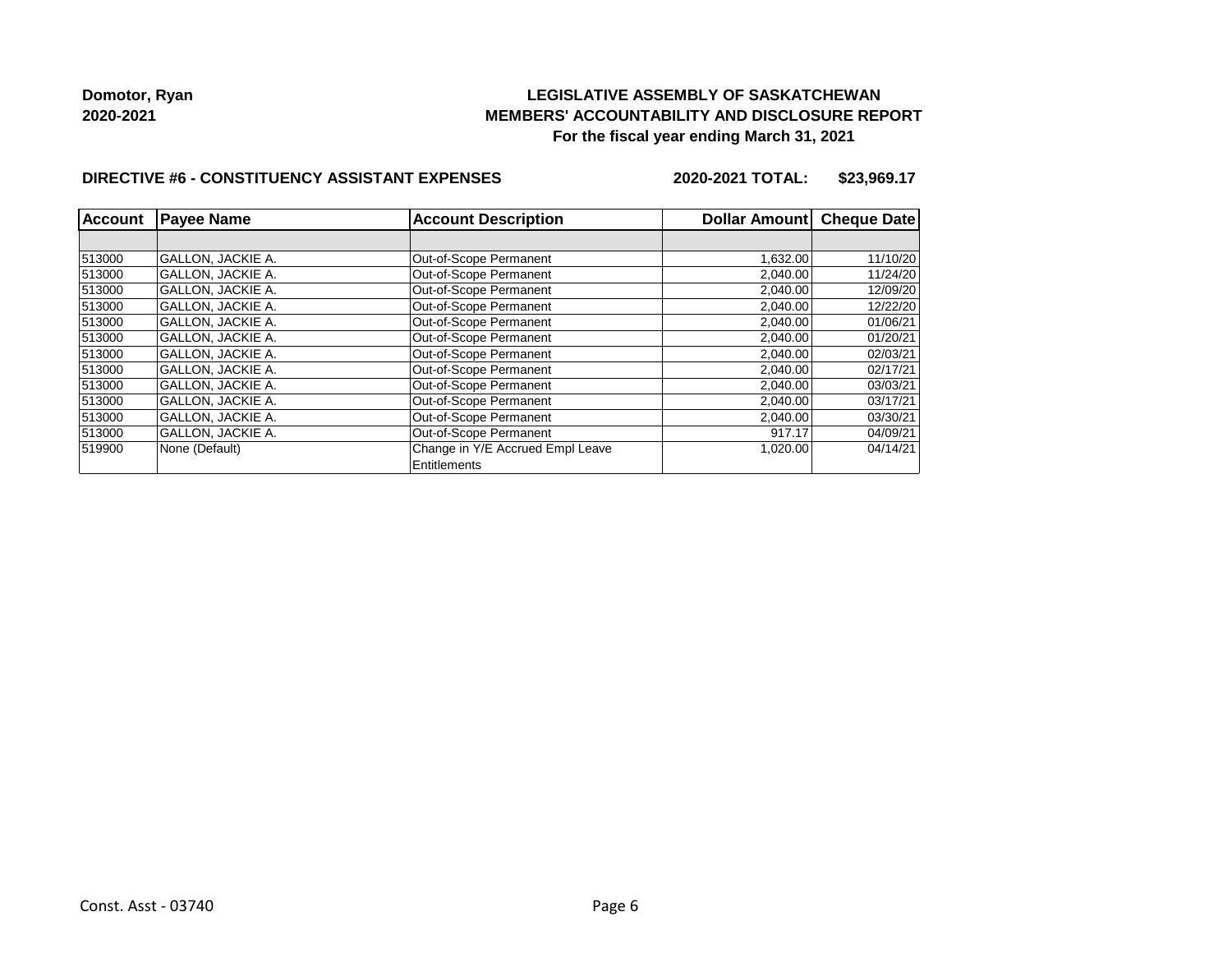**Domotor, Ryan**
**2020-2021**

**LEGISLATIVE ASSEMBLY OF SASKATCHEWAN**
**MEMBERS' ACCOUNTABILITY AND DISCLOSURE REPORT**
**For the fiscal year ending March 31, 2021**

**DIRECTIVE #6 - CONSTITUENCY ASSISTANT EXPENSES** **2020-2021 TOTAL: $23,969.17**

| Account | Payee Name | Account Description | Dollar Amount | Cheque Date |
|---|---|---|---|---|
| | | | | |
| 513000 | GALLON, JACKIE A. | Out-of-Scope Permanent | 1,632.00 | 11/10/20 |
| 513000 | GALLON, JACKIE A. | Out-of-Scope Permanent | 2,040.00 | 11/24/20 |
| 513000 | GALLON, JACKIE A. | Out-of-Scope Permanent | 2,040.00 | 12/09/20 |
| 513000 | GALLON, JACKIE A. | Out-of-Scope Permanent | 2,040.00 | 12/22/20 |
| 513000 | GALLON, JACKIE A. | Out-of-Scope Permanent | 2,040.00 | 01/06/21 |
| 513000 | GALLON, JACKIE A. | Out-of-Scope Permanent | 2,040.00 | 01/20/21 |
| 513000 | GALLON, JACKIE A. | Out-of-Scope Permanent | 2,040.00 | 02/03/21 |
| 513000 | GALLON, JACKIE A. | Out-of-Scope Permanent | 2,040.00 | 02/17/21 |
| 513000 | GALLON, JACKIE A. | Out-of-Scope Permanent | 2,040.00 | 03/03/21 |
| 513000 | GALLON, JACKIE A. | Out-of-Scope Permanent | 2,040.00 | 03/17/21 |
| 513000 | GALLON, JACKIE A. | Out-of-Scope Permanent | 2,040.00 | 03/30/21 |
| 513000 | GALLON, JACKIE A. | Out-of-Scope Permanent | 917.17 | 04/09/21 |
| 519900 | None (Default) | Change in Y/E Accrued Empl Leave Entitlements | 1,020.00 | 04/14/21 |

Const. Asst - 03740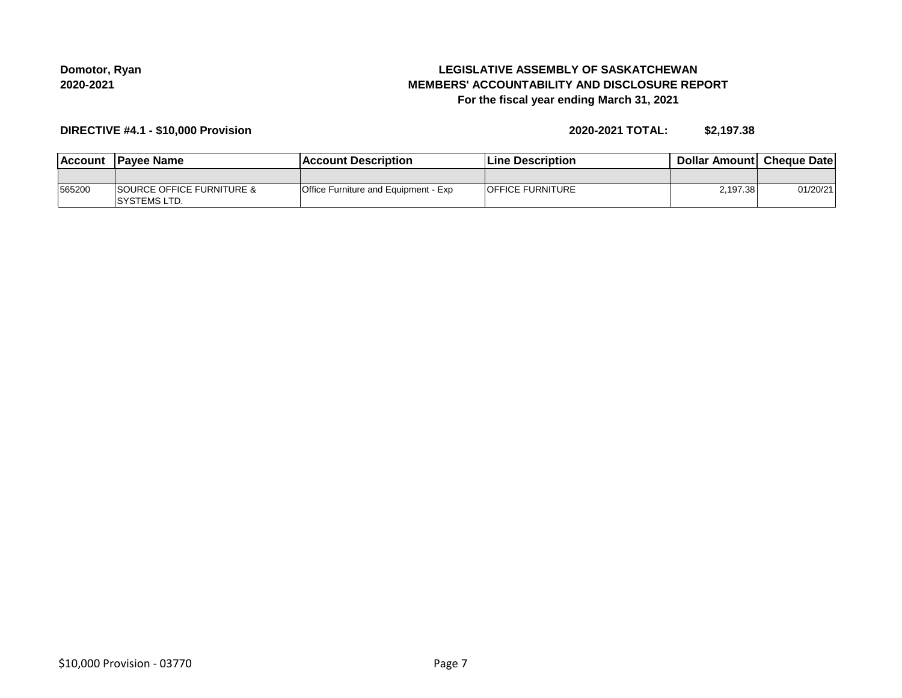**Domotor, Ryan**
**2020-2021**

**LEGISLATIVE ASSEMBLY OF SASKATCHEWAN**
**MEMBERS' ACCOUNTABILITY AND DISCLOSURE REPORT**
**For the fiscal year ending March 31, 2021**

**DIRECTIVE #4.1 - $10,000 Provision** **2020-2021 TOTAL: $2,197.38**

| Account | Payee Name | Account Description | Line Description | Dollar Amount | Cheque Date |
|---|---|---|---|---|---|
| | | | | | |
| 565200 | SOURCE OFFICE FURNITURE & SYSTEMS LTD. | Office Furniture and Equipment - Exp | OFFICE FURNITURE | 2,197.38 | 01/20/21 |

$10,000 Provision - 03770